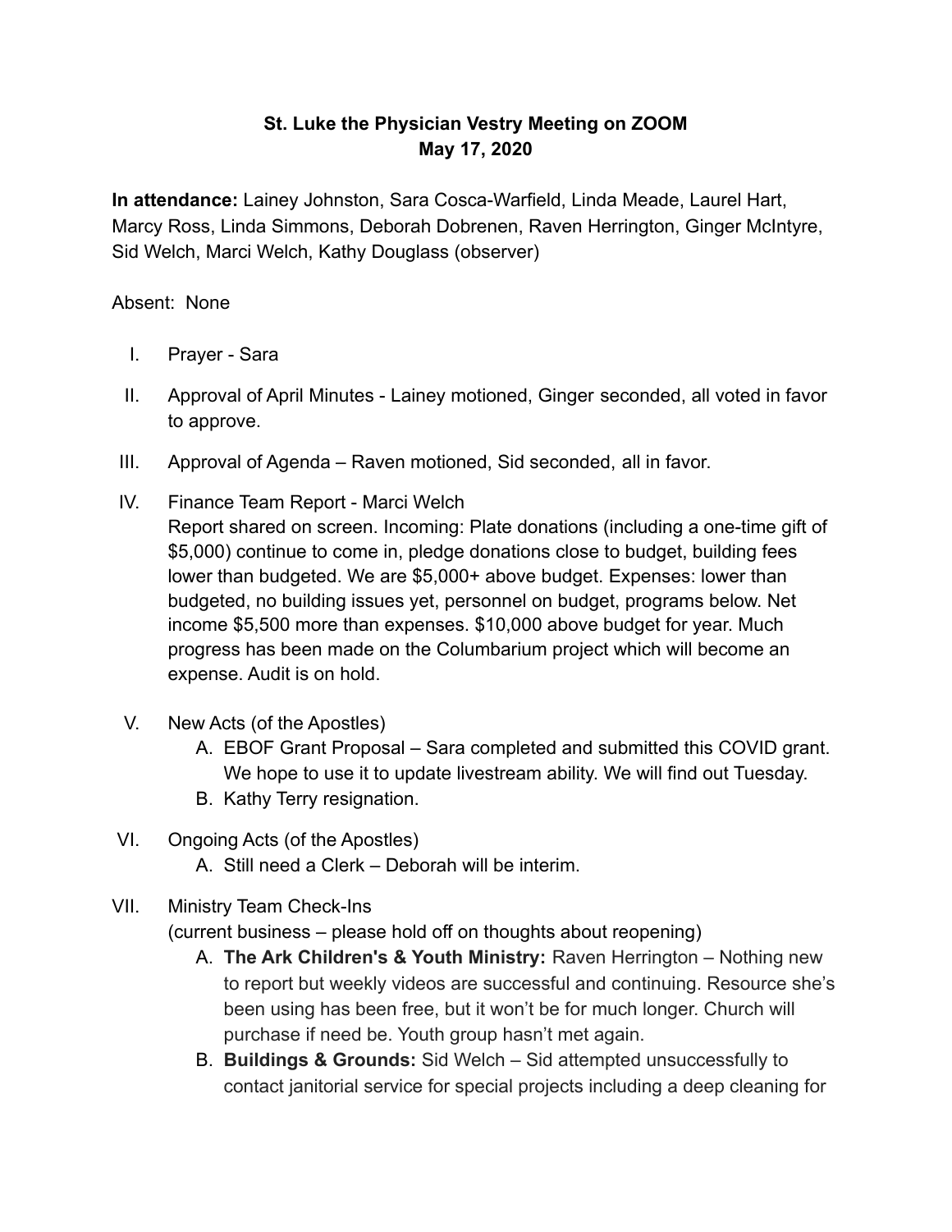# St. Luke the Physician Vestry Meeting on ZOOM
# May 17, 2020

**In attendance:** Lainey Johnston, Sara Cosca-Warfield, Linda Meade, Laurel Hart, Marcy Ross, Linda Simmons, Deborah Dobrenen, Raven Herrington, Ginger McIntyre, Sid Welch, Marci Welch, Kathy Douglass (observer)

Absent: None

I. Prayer - Sara

II. Approval of April Minutes - Lainey motioned, Ginger seconded, all voted in favor to approve.

III. Approval of Agenda – Raven motioned, Sid seconded, all in favor.

IV. Finance Team Report - Marci Welch
Report shared on screen. Incoming: Plate donations (including a one-time gift of $5,000) continue to come in, pledge donations close to budget, building fees lower than budgeted. We are $5,000+ above budget. Expenses: lower than budgeted, no building issues yet, personnel on budget, programs below. Net income $5,500 more than expenses. $10,000 above budget for year. Much progress has been made on the Columbarium project which will become an expense. Audit is on hold.

V. New Acts (of the Apostles)
   A. EBOF Grant Proposal – Sara completed and submitted this COVID grant. We hope to use it to update livestream ability. We will find out Tuesday.
   B. Kathy Terry resignation.

VI. Ongoing Acts (of the Apostles)
   A. Still need a Clerk – Deborah will be interim.

VII. Ministry Team Check-Ins
(current business – please hold off on thoughts about reopening)
   A. **The Ark Children's & Youth Ministry:** Raven Herrington – Nothing new to report but weekly videos are successful and continuing. Resource she's been using has been free, but it won't be for much longer. Church will purchase if need be. Youth group hasn't met again.
   B. **Buildings & Grounds:** Sid Welch – Sid attempted unsuccessfully to contact janitorial service for special projects including a deep cleaning for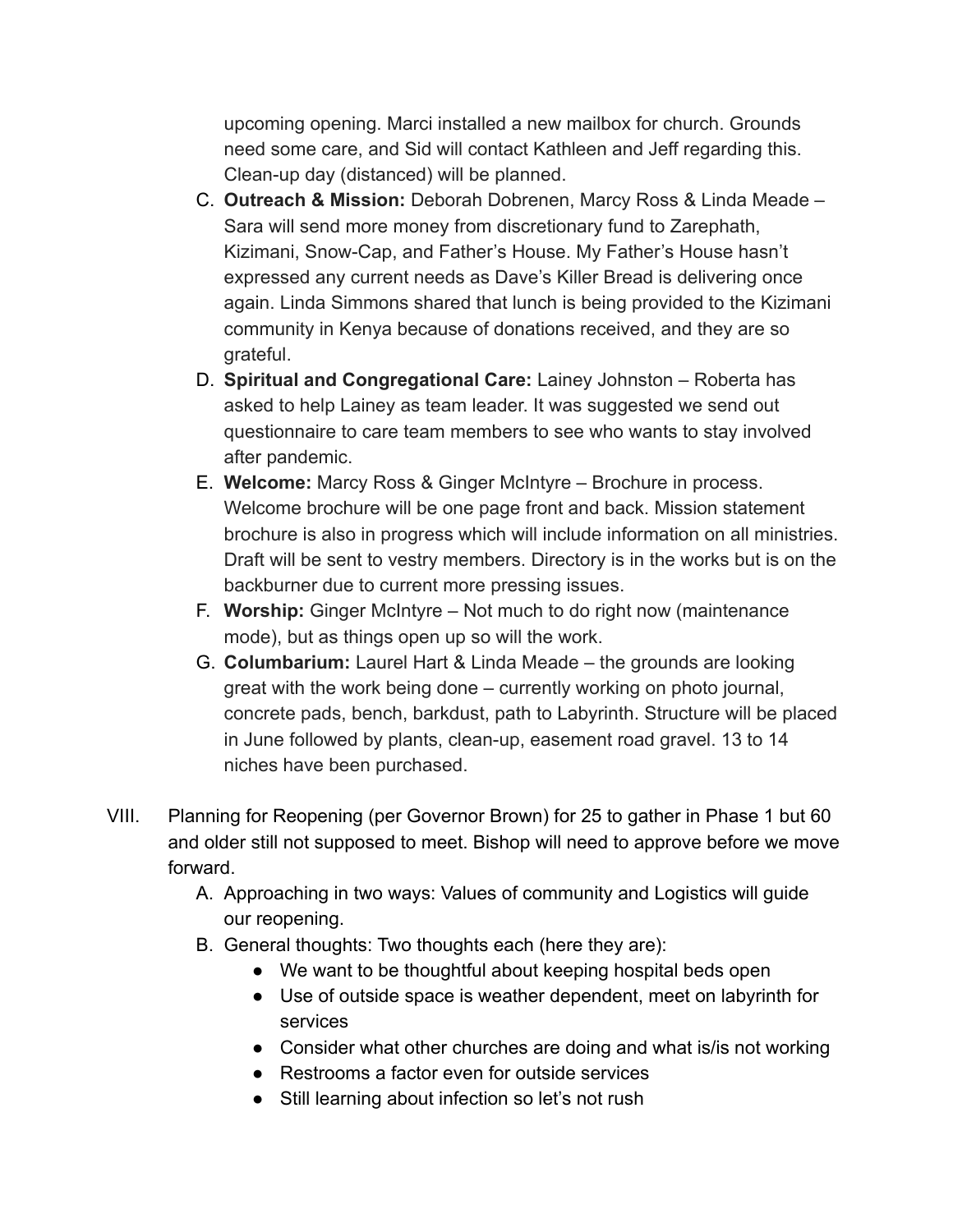upcoming opening. Marci installed a new mailbox for church. Grounds need some care, and Sid will contact Kathleen and Jeff regarding this. Clean-up day (distanced) will be planned.

C. **Outreach & Mission:** Deborah Dobrenen, Marcy Ross & Linda Meade – Sara will send more money from discretionary fund to Zarephath, Kizimani, Snow-Cap, and Father's House. My Father's House hasn't expressed any current needs as Dave's Killer Bread is delivering once again. Linda Simmons shared that lunch is being provided to the Kizimani community in Kenya because of donations received, and they are so grateful.

D. **Spiritual and Congregational Care:** Lainey Johnston – Roberta has asked to help Lainey as team leader. It was suggested we send out questionnaire to care team members to see who wants to stay involved after pandemic.

E. **Welcome:** Marcy Ross & Ginger McIntyre – Brochure in process. Welcome brochure will be one page front and back. Mission statement brochure is also in progress which will include information on all ministries. Draft will be sent to vestry members. Directory is in the works but is on the backburner due to current more pressing issues.

F. **Worship:** Ginger McIntyre – Not much to do right now (maintenance mode), but as things open up so will the work.

G. **Columbarium:** Laurel Hart & Linda Meade – the grounds are looking great with the work being done – currently working on photo journal, concrete pads, bench, barkdust, path to Labyrinth. Structure will be placed in June followed by plants, clean-up, easement road gravel. 13 to 14 niches have been purchased.

VIII. Planning for Reopening (per Governor Brown) for 25 to gather in Phase 1 but 60 and older still not supposed to meet. Bishop will need to approve before we move forward.

A. Approaching in two ways: Values of community and Logistics will guide our reopening.

B. General thoughts: Two thoughts each (here they are):

- We want to be thoughtful about keeping hospital beds open
- Use of outside space is weather dependent, meet on labyrinth for services
- Consider what other churches are doing and what is/is not working
- Restrooms a factor even for outside services
- Still learning about infection so let's not rush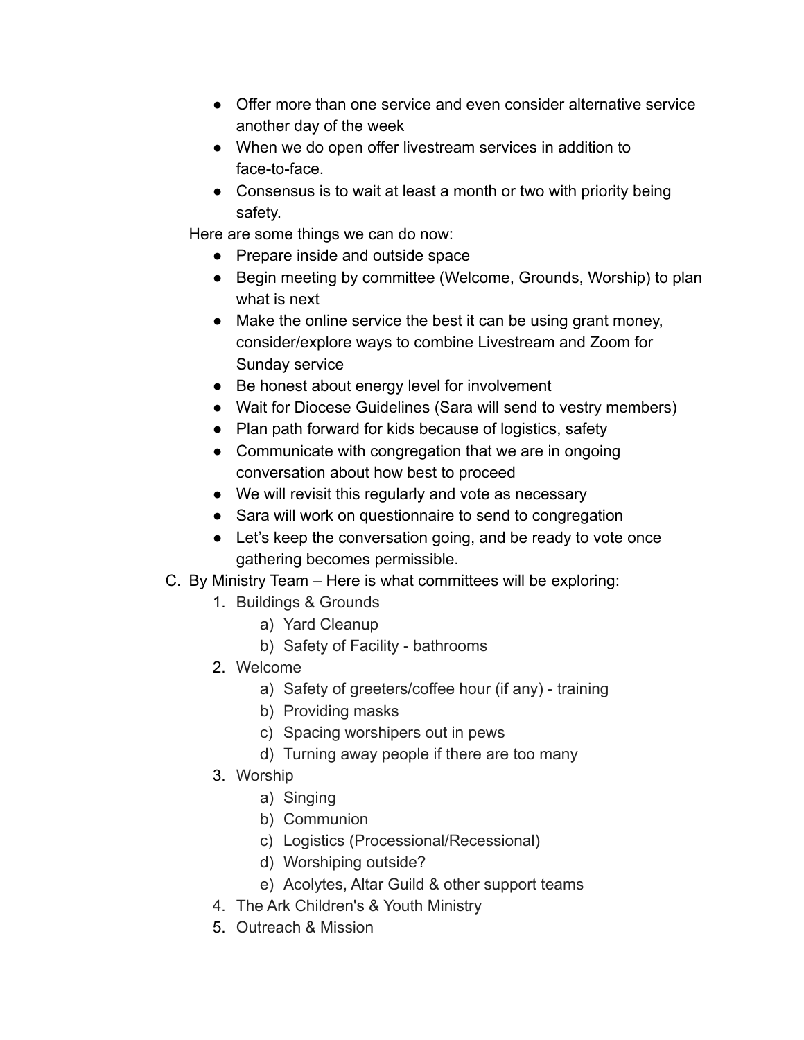- Offer more than one service and even consider alternative service another day of the week
- When we do open offer livestream services in addition to face-to-face.
- Consensus is to wait at least a month or two with priority being safety.

Here are some things we can do now:

- Prepare inside and outside space
- Begin meeting by committee (Welcome, Grounds, Worship) to plan what is next
- Make the online service the best it can be using grant money, consider/explore ways to combine Livestream and Zoom for Sunday service
- Be honest about energy level for involvement
- Wait for Diocese Guidelines (Sara will send to vestry members)
- Plan path forward for kids because of logistics, safety
- Communicate with congregation that we are in ongoing conversation about how best to proceed
- We will revisit this regularly and vote as necessary
- Sara will work on questionnaire to send to congregation
- Let's keep the conversation going, and be ready to vote once gathering becomes permissible.

C. By Ministry Team – Here is what committees will be exploring:

1. Buildings & Grounds
   a) Yard Cleanup
   b) Safety of Facility - bathrooms
2. Welcome
   a) Safety of greeters/coffee hour (if any) - training
   b) Providing masks
   c) Spacing worshipers out in pews
   d) Turning away people if there are too many
3. Worship
   a) Singing
   b) Communion
   c) Logistics (Processional/Recessional)
   d) Worshiping outside?
   e) Acolytes, Altar Guild & other support teams
4. The Ark Children's & Youth Ministry
5. Outreach & Mission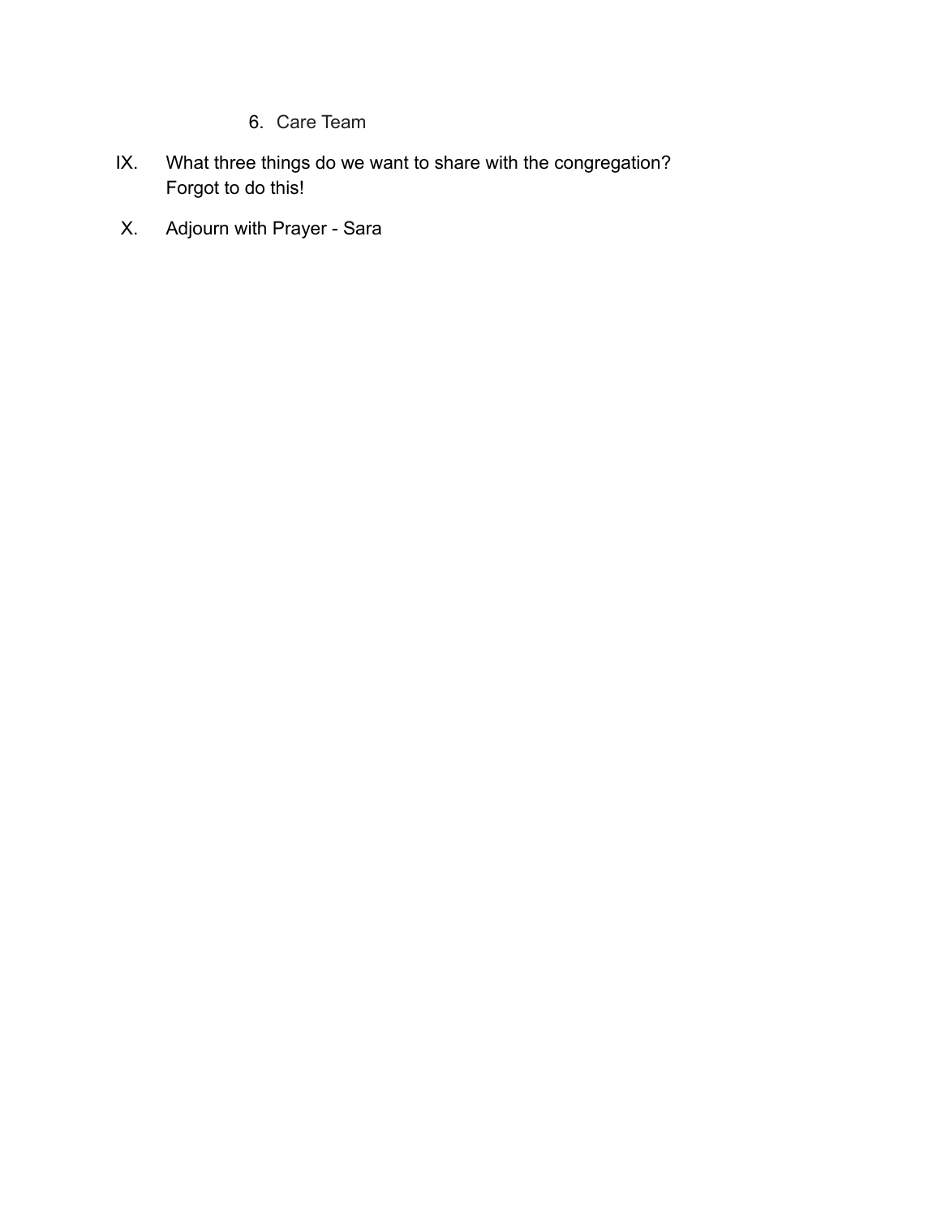6. Care Team

IX. What three things do we want to share with the congregation?
Forgot to do this!

X. Adjourn with Prayer - Sara